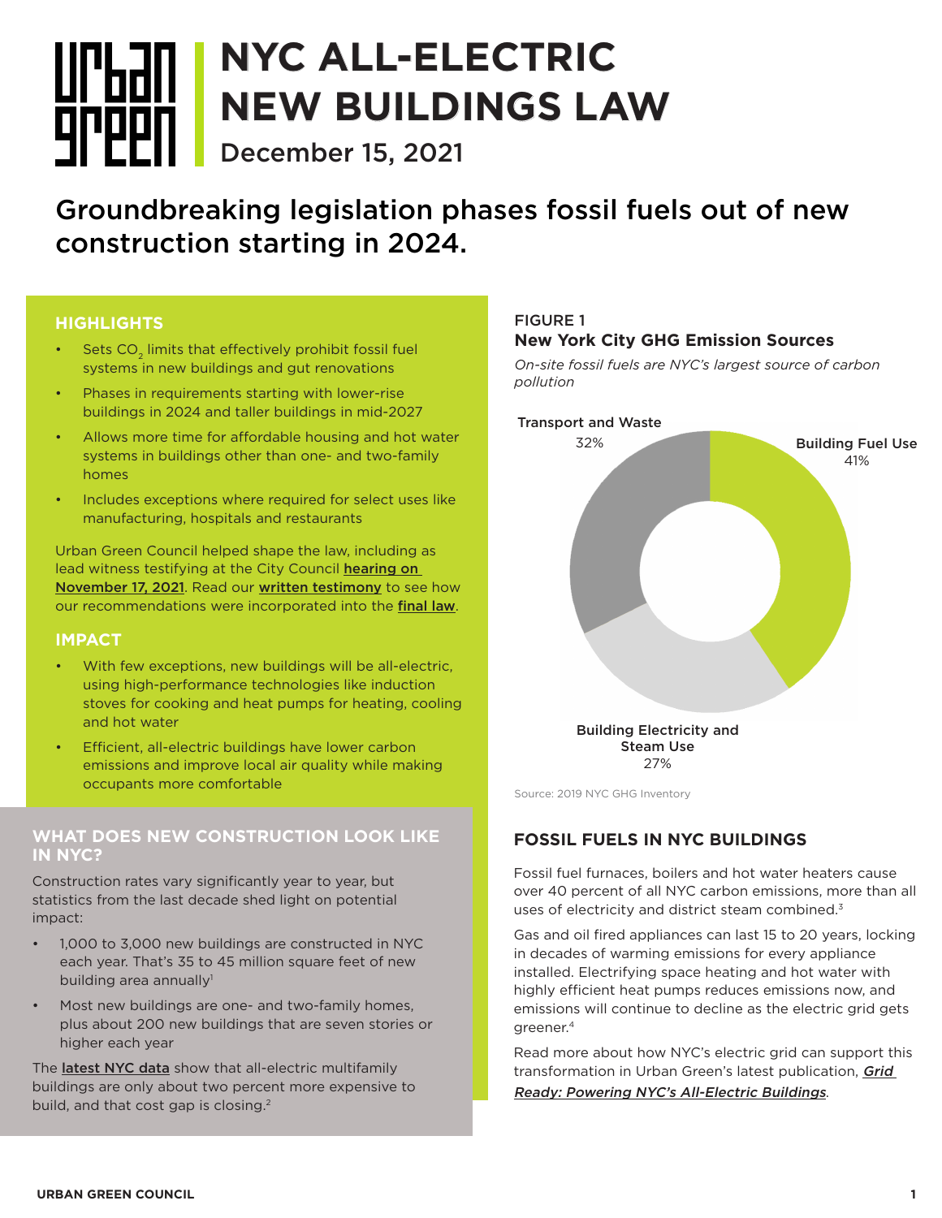# NYC ALL-ELECTRIC NEW BUILDINGS LAW

December 15, 2021

## Groundbreaking legislation phases fossil fuels out of new construction starting in 2024.

### HIGHLIGHTS

- Sets $CO_2$ limits that effectively prohibit fossil fuel systems in new buildings and gut renovations
- Phases in requirements starting with lower-rise buildings in 2024 and taller buildings in mid-2027
- Allows more time for affordable housing and hot water systems in buildings other than one- and two-family homes
- Includes exceptions where required for select uses like manufacturing, hospitals and restaurants

Urban Green Council helped shape the law, including as lead witness testifying at the City Council **hearing on November 17, 2021**. Read our **written testimony** to see how our recommendations were incorporated into the **final law**.

### IMPACT

- With few exceptions, new buildings will be all-electric, using high-performance technologies like induction stoves for cooking and heat pumps for heating, cooling and hot water
- Efficient, all-electric buildings have lower carbon emissions and improve local air quality while making occupants more comfortable

### WHAT DOES NEW CONSTRUCTION LOOK LIKE IN NYC?

Construction rates vary significantly year to year, but statistics from the last decade shed light on potential impact:

- 1,000 to 3,000 new buildings are constructed in NYC each year. That's 35 to 45 million square feet of new building area annually[1]
- Most new buildings are one- and two-family homes, plus about 200 new buildings that are seven stories or higher each year

The **latest NYC data** show that all-electric multifamily buildings are only about two percent more expensive to build, and that cost gap is closing.[2]

FIGURE 1
**New York City GHG Emission Sources**

*On-site fossil fuels are NYC's largest source of carbon pollution*

| Source | Share |
|---|---|
| Building Fuel Use | 41% |
| Building Electricity and Steam Use | 27% |
| Transport and Waste | 32% |

Source: 2019 NYC GHG Inventory

### FOSSIL FUELS IN NYC BUILDINGS

Fossil fuel furnaces, boilers and hot water heaters cause over 40 percent of all NYC carbon emissions, more than all uses of electricity and district steam combined.[3]

Gas and oil fired appliances can last 15 to 20 years, locking in decades of warming emissions for every appliance installed. Electrifying space heating and hot water with highly efficient heat pumps reduces emissions now, and emissions will continue to decline as the electric grid gets greener.[4]

Read more about how NYC's electric grid can support this transformation in Urban Green's latest publication, ***Grid Ready: Powering NYC's All-Electric Buildings***.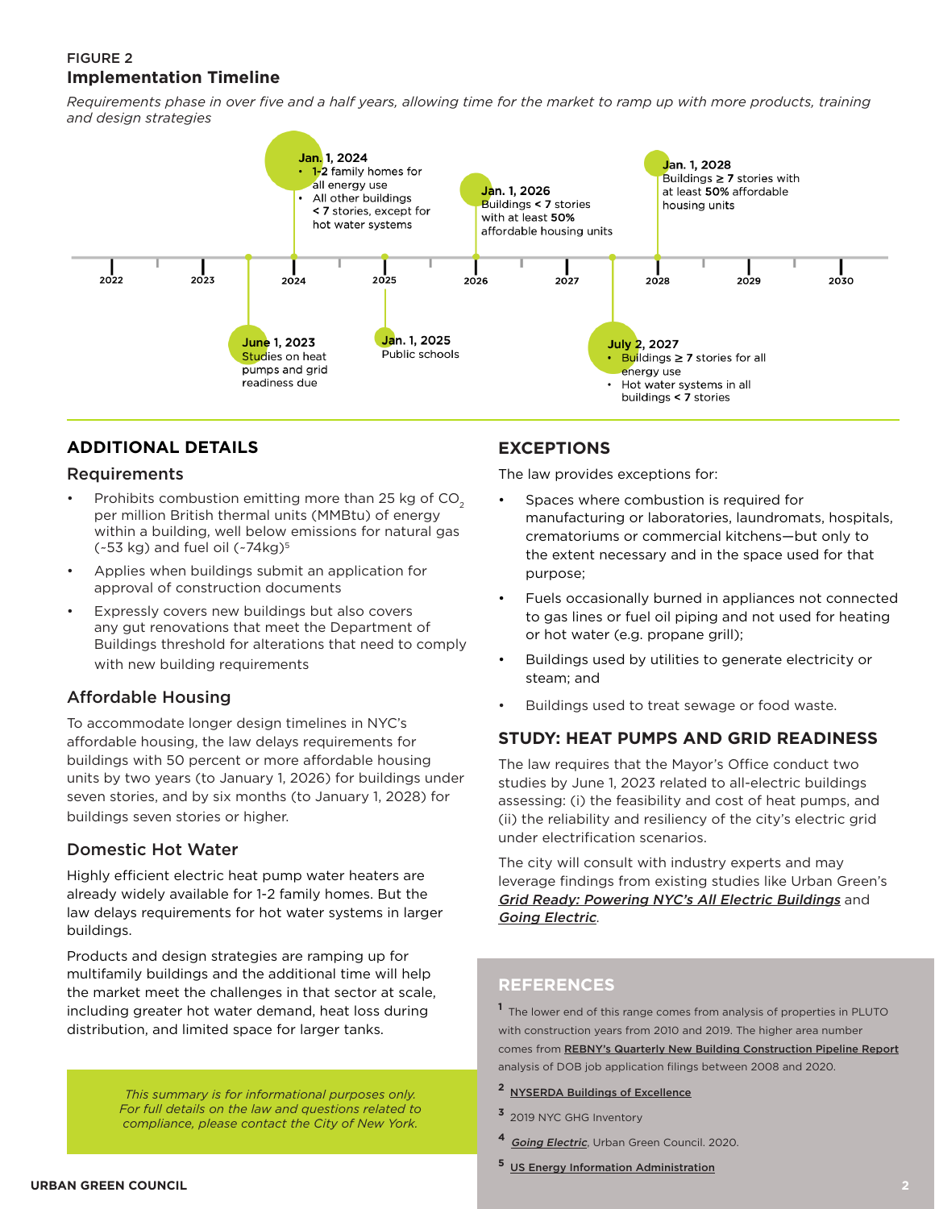FIGURE 2

### Implementation Timeline

*Requirements phase in over five and a half years, allowing time for the market to ramp up with more products, training and design strategies*

**Jan. 1, 2024**
- 1-2 family homes for all energy use
- All other buildings < 7 stories, except for hot water systems

**Jan. 1, 2026**
Buildings < 7 stories with at least **50%** affordable housing units

**Jan. 1, 2028**
Buildings ≥ 7 stories with at least **50%** affordable housing units

2022 2023 2024 2025 2026 2027 2028 2029 2030

**June 1, 2023**
Studies on heat pumps and grid readiness due

**Jan. 1, 2025**
Public schools

**July 2, 2027**
- Buildings ≥ 7 stories for all energy use
- Hot water systems in all buildings < 7 stories

## ADDITIONAL DETAILS

### Requirements

- Prohibits combustion emitting more than 25 kg of $CO_2$ per million British thermal units (MMBtu) of energy within a building, well below emissions for natural gas (~53 kg) and fuel oil (~74kg)[5]
- Applies when buildings submit an application for approval of construction documents
- Expressly covers new buildings but also covers any gut renovations that meet the Department of Buildings threshold for alterations that need to comply with new building requirements

### Affordable Housing

To accommodate longer design timelines in NYC's affordable housing, the law delays requirements for buildings with 50 percent or more affordable housing units by two years (to January 1, 2026) for buildings under seven stories, and by six months (to January 1, 2028) for buildings seven stories or higher.

### Domestic Hot Water

Highly efficient electric heat pump water heaters are already widely available for 1-2 family homes. But the law delays requirements for hot water systems in larger buildings.

Products and design strategies are ramping up for multifamily buildings and the additional time will help the market meet the challenges in that sector at scale, including greater hot water demand, heat loss during distribution, and limited space for larger tanks.

*This summary is for informational purposes only. For full details on the law and questions related to compliance, please contact the City of New York.*

## EXCEPTIONS

The law provides exceptions for:

- Spaces where combustion is required for manufacturing or laboratories, laundromats, hospitals, crematoriums or commercial kitchens—but only to the extent necessary and in the space used for that purpose;
- Fuels occasionally burned in appliances not connected to gas lines or fuel oil piping and not used for heating or hot water (e.g. propane grill);
- Buildings used by utilities to generate electricity or steam; and
- Buildings used to treat sewage or food waste.

## STUDY: HEAT PUMPS AND GRID READINESS

The law requires that the Mayor's Office conduct two studies by June 1, 2023 related to all-electric buildings assessing: (i) the feasibility and cost of heat pumps, and (ii) the reliability and resiliency of the city's electric grid under electrification scenarios.

The city will consult with industry experts and may leverage findings from existing studies like Urban Green's ***Grid Ready: Powering NYC's All Electric Buildings*** and ***Going Electric***.

## REFERENCES

[1] The lower end of this range comes from analysis of properties in PLUTO with construction years from 2010 and 2019. The higher area number comes from **REBNY's Quarterly New Building Construction Pipeline Report** analysis of DOB job application filings between 2008 and 2020.

[2] **NYSERDA Buildings of Excellence**

[3] 2019 NYC GHG Inventory

[4] ***Going Electric***, Urban Green Council. 2020.

[5] **US Energy Information Administration**